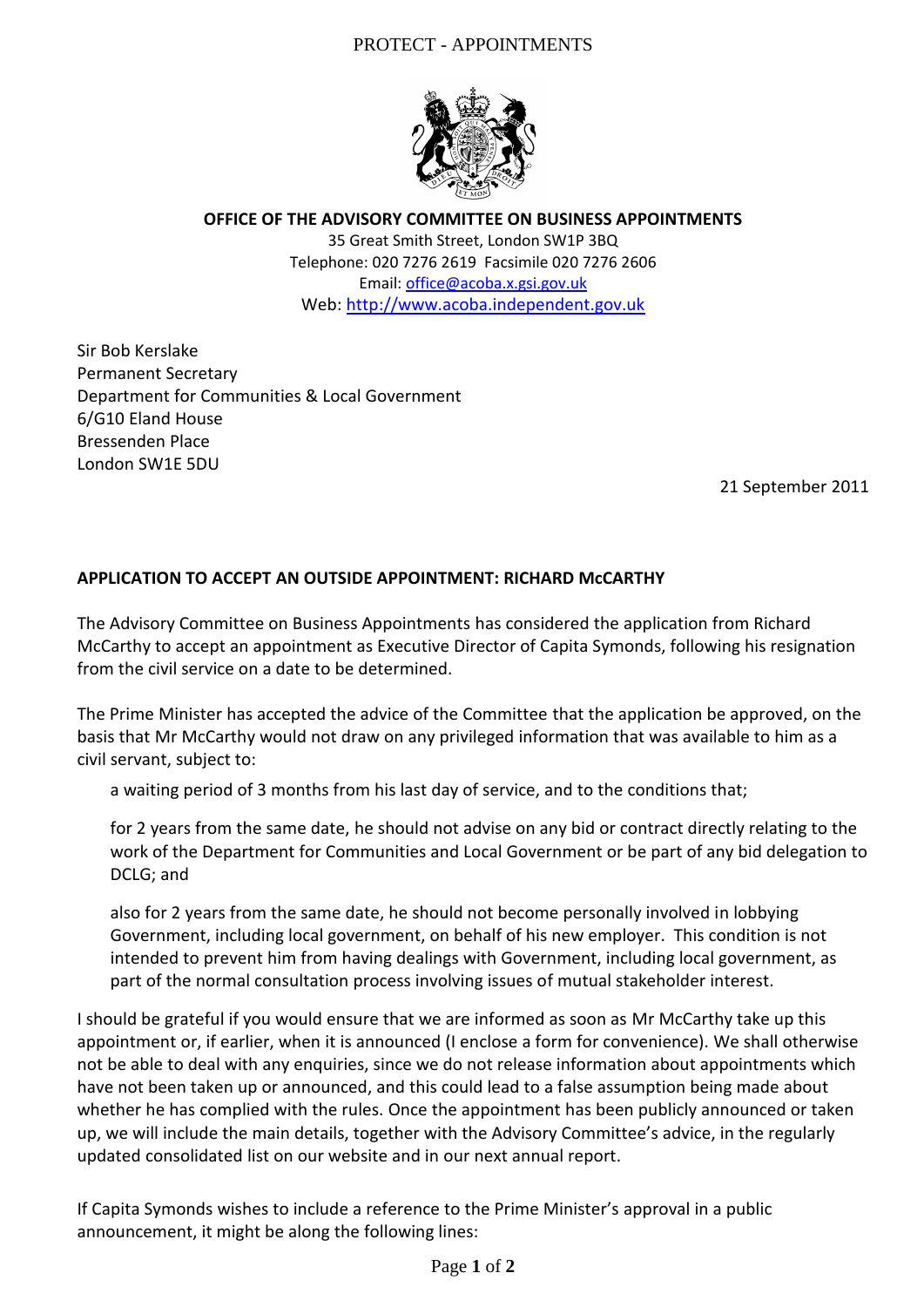PROTECT - APPOINTMENTS

**OFFICE OF THE ADVISORY COMMITTEE ON BUSINESS APPOINTMENTS**

35 Great Smith Street, London SW1P 3BQ
Telephone: 020 7276 2619 Facsimile 020 7276 2606
Email: office@acoba.x.gsi.gov.uk
Web: http://www.acoba.independent.gov.uk

Sir Bob Kerslake
Permanent Secretary
Department for Communities & Local Government
6/G10 Eland House
Bressenden Place
London SW1E 5DU

21 September 2011

**APPLICATION TO ACCEPT AN OUTSIDE APPOINTMENT: RICHARD McCARTHY**

The Advisory Committee on Business Appointments has considered the application from Richard McCarthy to accept an appointment as Executive Director of Capita Symonds, following his resignation from the civil service on a date to be determined.

The Prime Minister has accepted the advice of the Committee that the application be approved, on the basis that Mr McCarthy would not draw on any privileged information that was available to him as a civil servant, subject to:

a waiting period of 3 months from his last day of service, and to the conditions that;

for 2 years from the same date, he should not advise on any bid or contract directly relating to the work of the Department for Communities and Local Government or be part of any bid delegation to DCLG; and

also for 2 years from the same date, he should not become personally involved in lobbying Government, including local government, on behalf of his new employer. This condition is not intended to prevent him from having dealings with Government, including local government, as part of the normal consultation process involving issues of mutual stakeholder interest.

I should be grateful if you would ensure that we are informed as soon as Mr McCarthy take up this appointment or, if earlier, when it is announced (I enclose a form for convenience). We shall otherwise not be able to deal with any enquiries, since we do not release information about appointments which have not been taken up or announced, and this could lead to a false assumption being made about whether he has complied with the rules. Once the appointment has been publicly announced or taken up, we will include the main details, together with the Advisory Committee's advice, in the regularly updated consolidated list on our website and in our next annual report.

If Capita Symonds wishes to include a reference to the Prime Minister's approval in a public announcement, it might be along the following lines: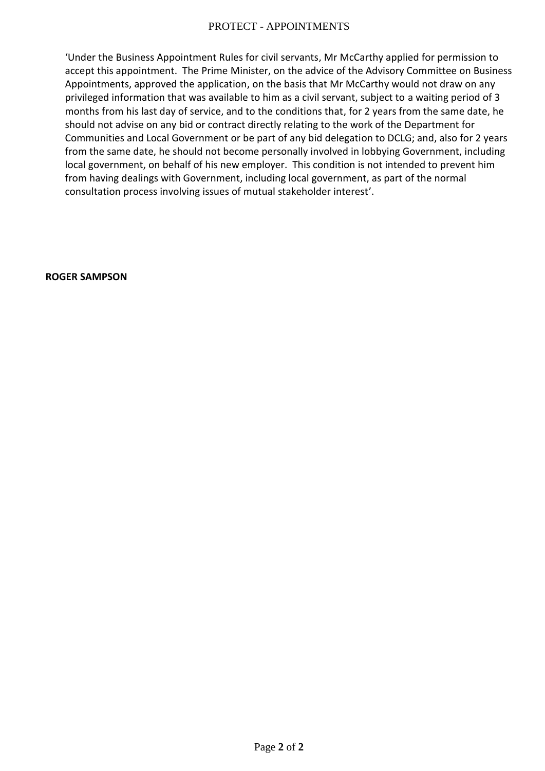'Under the Business Appointment Rules for civil servants, Mr McCarthy applied for permission to accept this appointment. The Prime Minister, on the advice of the Advisory Committee on Business Appointments, approved the application, on the basis that Mr McCarthy would not draw on any privileged information that was available to him as a civil servant, subject to a waiting period of 3 months from his last day of service, and to the conditions that, for 2 years from the same date, he should not advise on any bid or contract directly relating to the work of the Department for Communities and Local Government or be part of any bid delegation to DCLG; and, also for 2 years from the same date, he should not become personally involved in lobbying Government, including local government, on behalf of his new employer. This condition is not intended to prevent him from having dealings with Government, including local government, as part of the normal consultation process involving issues of mutual stakeholder interest'.

**ROGER SAMPSON**